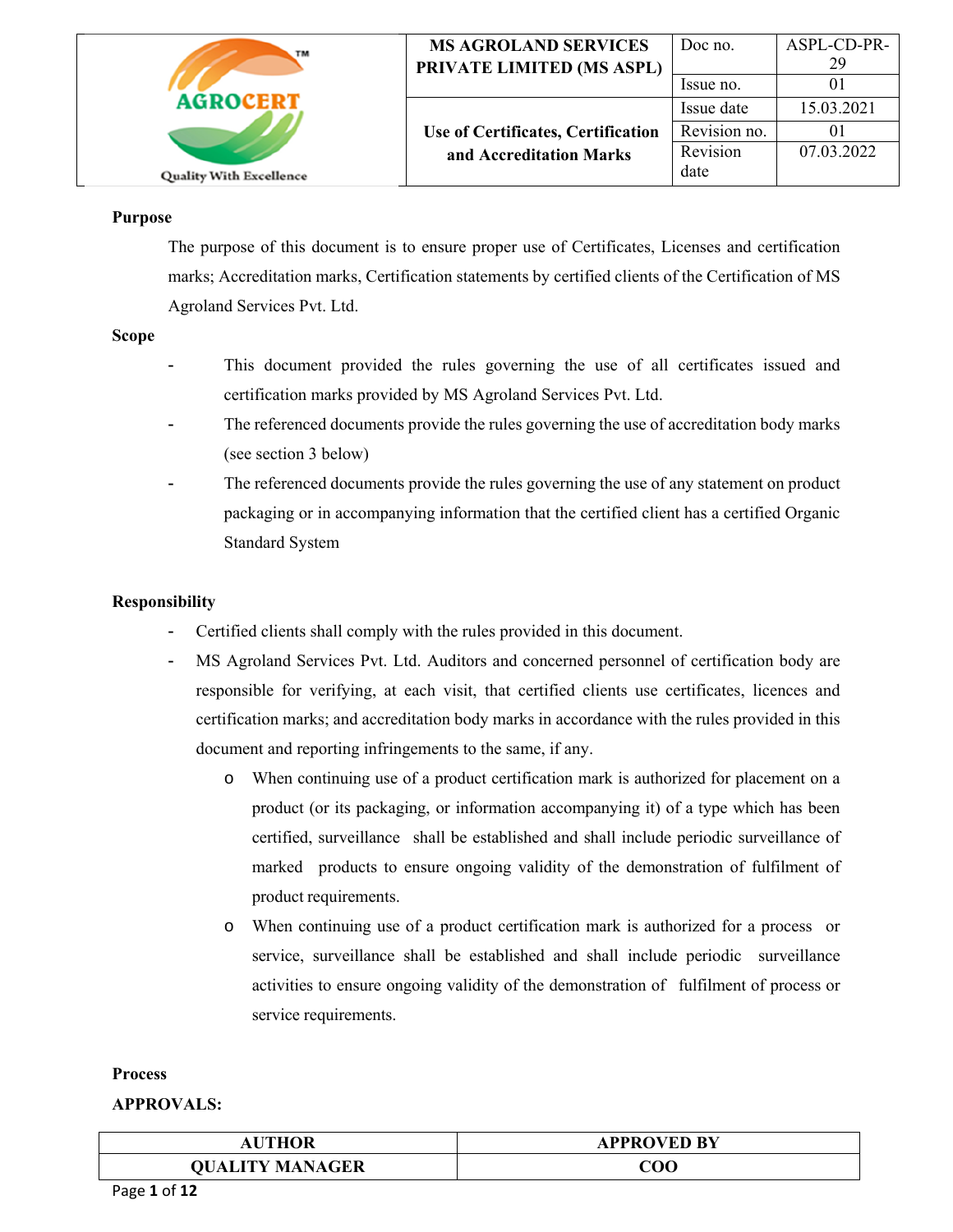| AGROCERT Quality With Excellence | MS AGROLAND SERVICES PRIVATE LIMITED (MS ASPL) | Doc no. | ASPL-CD-PR-29 |
|---|---|---|---|
| | | Issue no. | 01 |
| | Use of Certificates, Certification and Accreditation Marks | Issue date | 15.03.2021 |
| | | Revision no. | 01 |
| | | Revision date | 07.03.2022 |

**Purpose**

The purpose of this document is to ensure proper use of Certificates, Licenses and certification marks; Accreditation marks, Certification statements by certified clients of the Certification of MS Agroland Services Pvt. Ltd.

**Scope**

- This document provided the rules governing the use of all certificates issued and certification marks provided by MS Agroland Services Pvt. Ltd.
- The referenced documents provide the rules governing the use of accreditation body marks (see section 3 below)
- The referenced documents provide the rules governing the use of any statement on product packaging or in accompanying information that the certified client has a certified Organic Standard System

**Responsibility**

- Certified clients shall comply with the rules provided in this document.
- MS Agroland Services Pvt. Ltd. Auditors and concerned personnel of certification body are responsible for verifying, at each visit, that certified clients use certificates, licences and certification marks; and accreditation body marks in accordance with the rules provided in this document and reporting infringements to the same, if any.
  - When continuing use of a product certification mark is authorized for placement on a product (or its packaging, or information accompanying it) of a type which has been certified, surveillance shall be established and shall include periodic surveillance of marked products to ensure ongoing validity of the demonstration of fulfilment of product requirements.
  - When continuing use of a product certification mark is authorized for a process or service, surveillance shall be established and shall include periodic surveillance activities to ensure ongoing validity of the demonstration of fulfilment of process or service requirements.

**Process**

**APPROVALS:**

| AUTHOR | APPROVED BY |
|---|---|
| QUALITY MANAGER | COO |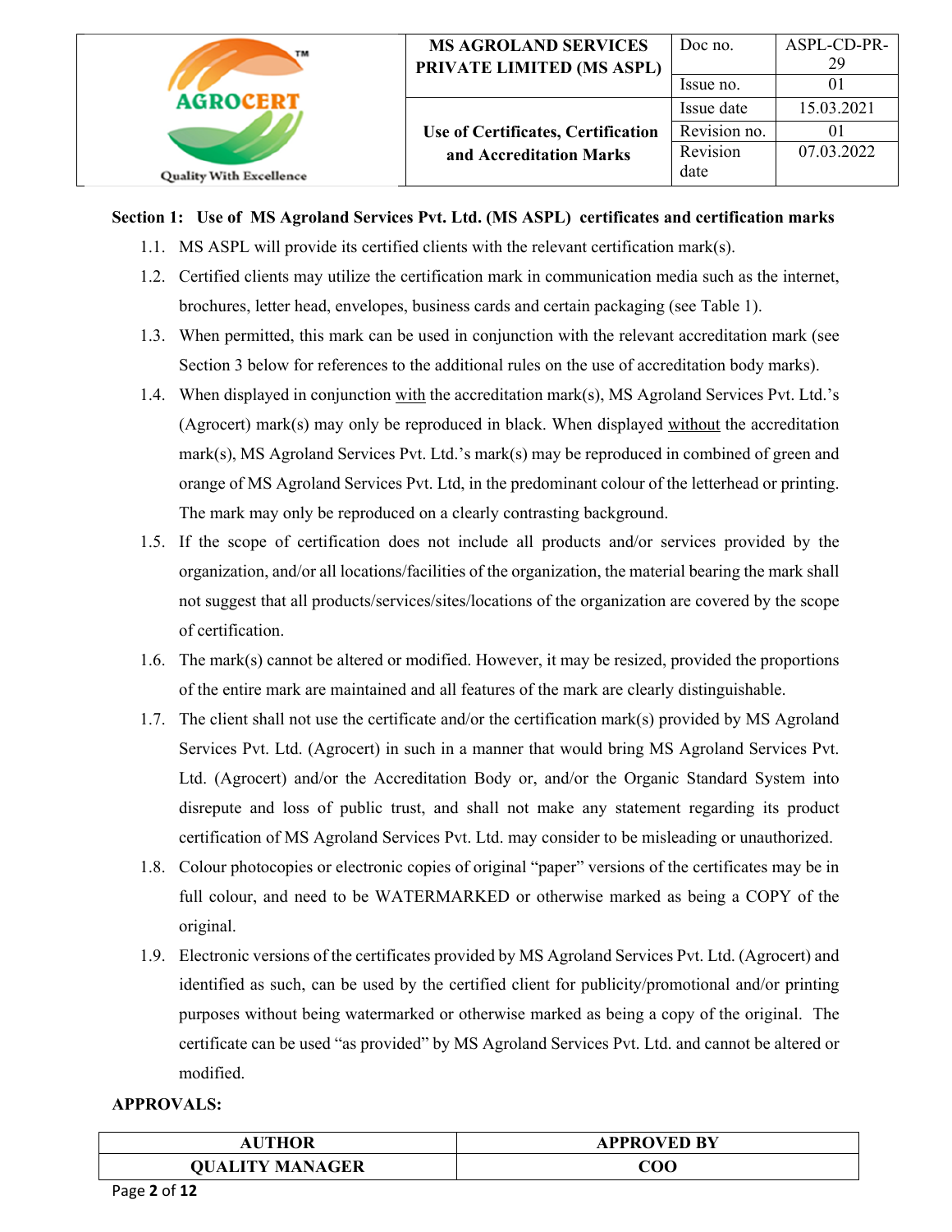**Section 1: Use of MS Agroland Services Pvt. Ltd. (MS ASPL) certificates and certification marks**

1.1. MS ASPL will provide its certified clients with the relevant certification mark(s).

1.2. Certified clients may utilize the certification mark in communication media such as the internet, brochures, letter head, envelopes, business cards and certain packaging (see Table 1).

1.3. When permitted, this mark can be used in conjunction with the relevant accreditation mark (see Section 3 below for references to the additional rules on the use of accreditation body marks).

1.4. When displayed in conjunction with the accreditation mark(s), MS Agroland Services Pvt. Ltd.'s (Agrocert) mark(s) may only be reproduced in black. When displayed without the accreditation mark(s), MS Agroland Services Pvt. Ltd.'s mark(s) may be reproduced in combined of green and orange of MS Agroland Services Pvt. Ltd, in the predominant colour of the letterhead or printing. The mark may only be reproduced on a clearly contrasting background.

1.5. If the scope of certification does not include all products and/or services provided by the organization, and/or all locations/facilities of the organization, the material bearing the mark shall not suggest that all products/services/sites/locations of the organization are covered by the scope of certification.

1.6. The mark(s) cannot be altered or modified. However, it may be resized, provided the proportions of the entire mark are maintained and all features of the mark are clearly distinguishable.

1.7. The client shall not use the certificate and/or the certification mark(s) provided by MS Agroland Services Pvt. Ltd. (Agrocert) in such in a manner that would bring MS Agroland Services Pvt. Ltd. (Agrocert) and/or the Accreditation Body or, and/or the Organic Standard System into disrepute and loss of public trust, and shall not make any statement regarding its product certification of MS Agroland Services Pvt. Ltd. may consider to be misleading or unauthorized.

1.8. Colour photocopies or electronic copies of original "paper" versions of the certificates may be in full colour, and need to be WATERMARKED or otherwise marked as being a COPY of the original.

1.9. Electronic versions of the certificates provided by MS Agroland Services Pvt. Ltd. (Agrocert) and identified as such, can be used by the certified client for publicity/promotional and/or printing purposes without being watermarked or otherwise marked as being a copy of the original. The certificate can be used "as provided" by MS Agroland Services Pvt. Ltd. and cannot be altered or modified.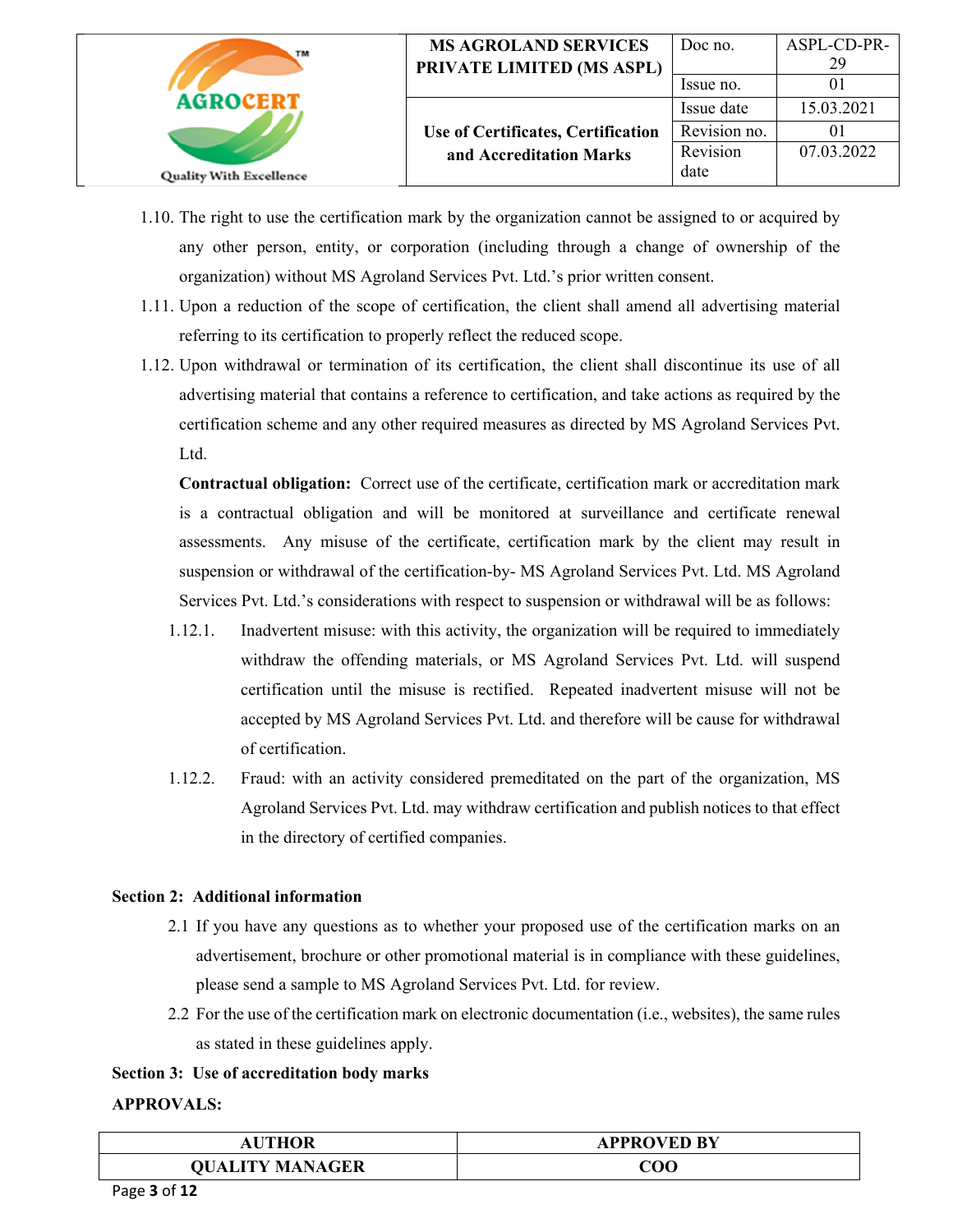1.10. The right to use the certification mark by the organization cannot be assigned to or acquired by any other person, entity, or corporation (including through a change of ownership of the organization) without MS Agroland Services Pvt. Ltd.'s prior written consent.

1.11. Upon a reduction of the scope of certification, the client shall amend all advertising material referring to its certification to properly reflect the reduced scope.

1.12. Upon withdrawal or termination of its certification, the client shall discontinue its use of all advertising material that contains a reference to certification, and take actions as required by the certification scheme and any other required measures as directed by MS Agroland Services Pvt. Ltd.

**Contractual obligation:** Correct use of the certificate, certification mark or accreditation mark is a contractual obligation and will be monitored at surveillance and certificate renewal assessments. Any misuse of the certificate, certification mark by the client may result in suspension or withdrawal of the certification-by- MS Agroland Services Pvt. Ltd. MS Agroland Services Pvt. Ltd.'s considerations with respect to suspension or withdrawal will be as follows:

1.12.1. Inadvertent misuse: with this activity, the organization will be required to immediately withdraw the offending materials, or MS Agroland Services Pvt. Ltd. will suspend certification until the misuse is rectified. Repeated inadvertent misuse will not be accepted by MS Agroland Services Pvt. Ltd. and therefore will be cause for withdrawal of certification.

1.12.2. Fraud: with an activity considered premeditated on the part of the organization, MS Agroland Services Pvt. Ltd. may withdraw certification and publish notices to that effect in the directory of certified companies.

**Section 2: Additional information**

2.1 If you have any questions as to whether your proposed use of the certification marks on an advertisement, brochure or other promotional material is in compliance with these guidelines, please send a sample to MS Agroland Services Pvt. Ltd. for review.

2.2 For the use of the certification mark on electronic documentation (i.e., websites), the same rules as stated in these guidelines apply.

**Section 3: Use of accreditation body marks**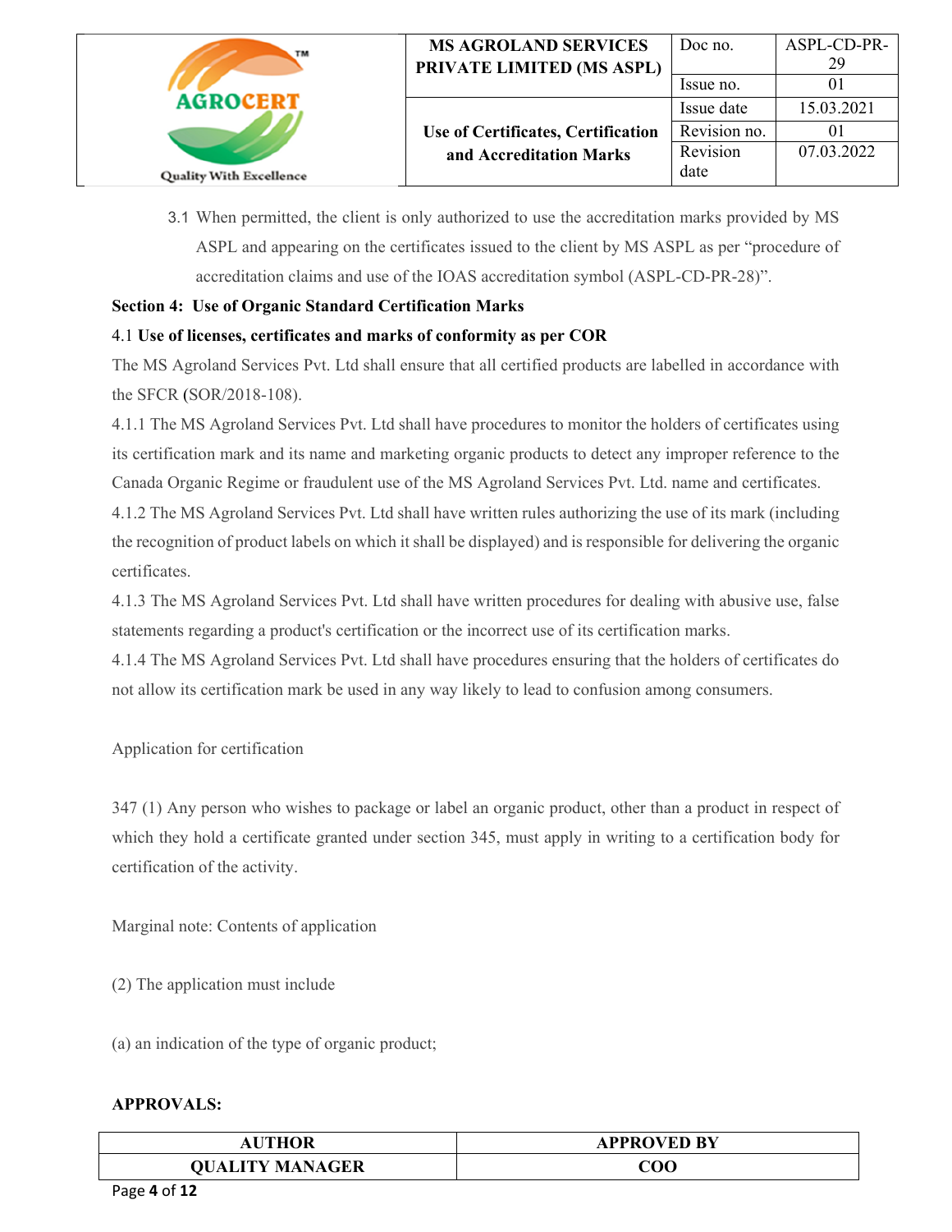3.1 When permitted, the client is only authorized to use the accreditation marks provided by MS ASPL and appearing on the certificates issued to the client by MS ASPL as per "procedure of accreditation claims and use of the IOAS accreditation symbol (ASPL-CD-PR-28)".

**Section 4: Use of Organic Standard Certification Marks**

4.1 **Use of licenses, certificates and marks of conformity as per COR**

The MS Agroland Services Pvt. Ltd shall ensure that all certified products are labelled in accordance with the SFCR (SOR/2018-108).

4.1.1 The MS Agroland Services Pvt. Ltd shall have procedures to monitor the holders of certificates using its certification mark and its name and marketing organic products to detect any improper reference to the Canada Organic Regime or fraudulent use of the MS Agroland Services Pvt. Ltd. name and certificates.

4.1.2 The MS Agroland Services Pvt. Ltd shall have written rules authorizing the use of its mark (including the recognition of product labels on which it shall be displayed) and is responsible for delivering the organic certificates.

4.1.3 The MS Agroland Services Pvt. Ltd shall have written procedures for dealing with abusive use, false statements regarding a product's certification or the incorrect use of its certification marks.

4.1.4 The MS Agroland Services Pvt. Ltd shall have procedures ensuring that the holders of certificates do not allow its certification mark be used in any way likely to lead to confusion among consumers.

Application for certification

347 (1) Any person who wishes to package or label an organic product, other than a product in respect of which they hold a certificate granted under section 345, must apply in writing to a certification body for certification of the activity.

Marginal note: Contents of application

(2) The application must include

(a) an indication of the type of organic product;

**APPROVALS:**

| AUTHOR | APPROVED BY |
|---|---|
| QUALITY MANAGER | COO |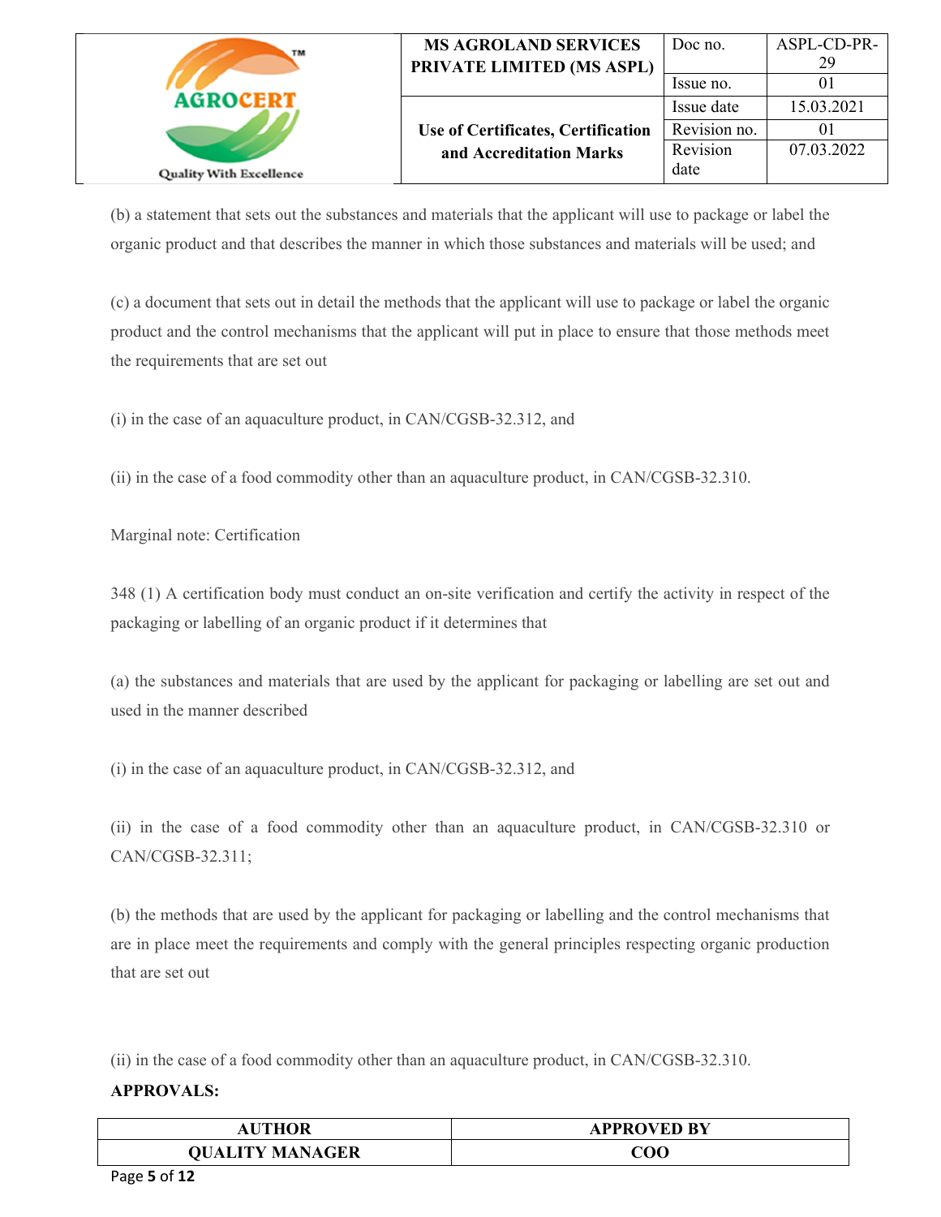(b) a statement that sets out the substances and materials that the applicant will use to package or label the organic product and that describes the manner in which those substances and materials will be used; and

(c) a document that sets out in detail the methods that the applicant will use to package or label the organic product and the control mechanisms that the applicant will put in place to ensure that those methods meet the requirements that are set out

(i) in the case of an aquaculture product, in CAN/CGSB-32.312, and

(ii) in the case of a food commodity other than an aquaculture product, in CAN/CGSB-32.310.

Marginal note: Certification

348 (1) A certification body must conduct an on-site verification and certify the activity in respect of the packaging or labelling of an organic product if it determines that

(a) the substances and materials that are used by the applicant for packaging or labelling are set out and used in the manner described

(i) in the case of an aquaculture product, in CAN/CGSB-32.312, and

(ii) in the case of a food commodity other than an aquaculture product, in CAN/CGSB-32.310 or CAN/CGSB-32.311;

(b) the methods that are used by the applicant for packaging or labelling and the control mechanisms that are in place meet the requirements and comply with the general principles respecting organic production that are set out

(ii) in the case of a food commodity other than an aquaculture product, in CAN/CGSB-32.310.

**APPROVALS:**

| AUTHOR | APPROVED BY |
|---|---|
| QUALITY MANAGER | COO |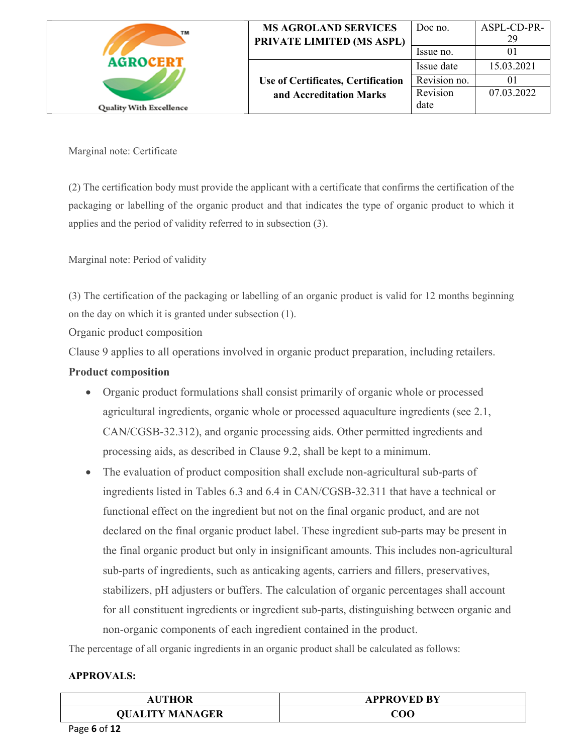Marginal note: Certificate

(2) The certification body must provide the applicant with a certificate that confirms the certification of the packaging or labelling of the organic product and that indicates the type of organic product to which it applies and the period of validity referred to in subsection (3).

Marginal note: Period of validity

(3) The certification of the packaging or labelling of an organic product is valid for 12 months beginning on the day on which it is granted under subsection (1).

Organic product composition

Clause 9 applies to all operations involved in organic product preparation, including retailers.

**Product composition**

- Organic product formulations shall consist primarily of organic whole or processed agricultural ingredients, organic whole or processed aquaculture ingredients (see 2.1, CAN/CGSB-32.312), and organic processing aids. Other permitted ingredients and processing aids, as described in Clause 9.2, shall be kept to a minimum.
- The evaluation of product composition shall exclude non-agricultural sub-parts of ingredients listed in Tables 6.3 and 6.4 in CAN/CGSB-32.311 that have a technical or functional effect on the ingredient but not on the final organic product, and are not declared on the final organic product label. These ingredient sub-parts may be present in the final organic product but only in insignificant amounts. This includes non-agricultural sub-parts of ingredients, such as anticaking agents, carriers and fillers, preservatives, stabilizers, pH adjusters or buffers. The calculation of organic percentages shall account for all constituent ingredients or ingredient sub-parts, distinguishing between organic and non-organic components of each ingredient contained in the product.

The percentage of all organic ingredients in an organic product shall be calculated as follows:

**APPROVALS:**

| AUTHOR | APPROVED BY |
|---|---|
| QUALITY MANAGER | COO |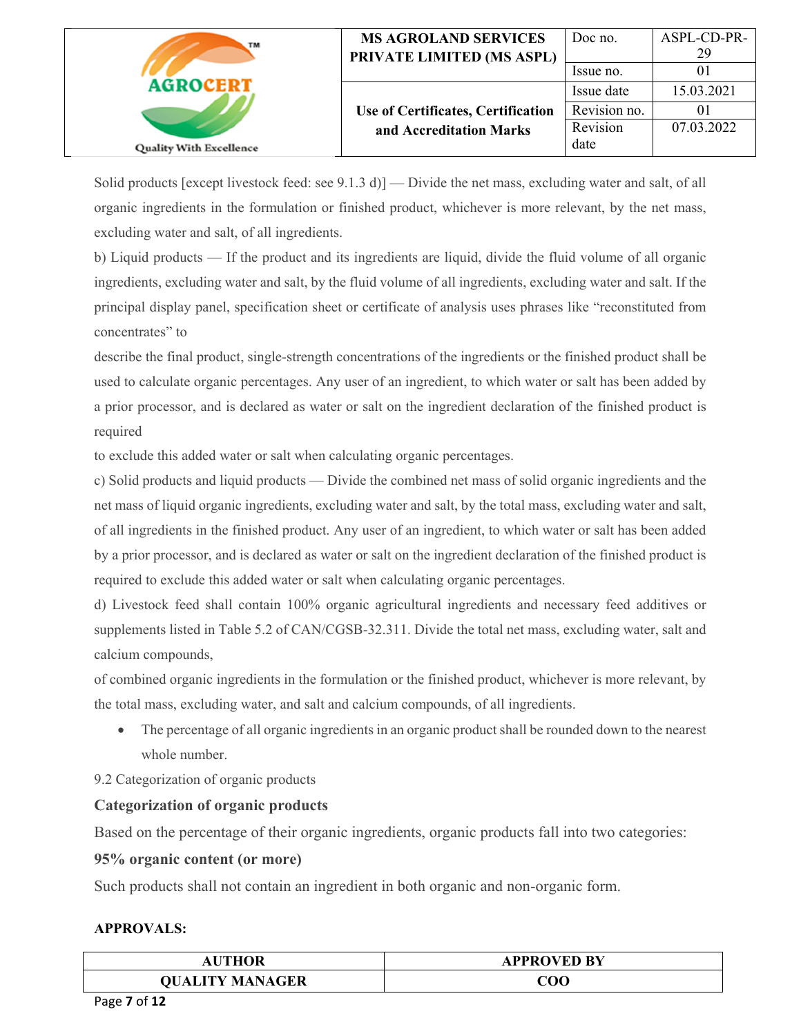Solid products [except livestock feed: see 9.1.3 d)] — Divide the net mass, excluding water and salt, of all organic ingredients in the formulation or finished product, whichever is more relevant, by the net mass, excluding water and salt, of all ingredients.

b) Liquid products — If the product and its ingredients are liquid, divide the fluid volume of all organic ingredients, excluding water and salt, by the fluid volume of all ingredients, excluding water and salt. If the principal display panel, specification sheet or certificate of analysis uses phrases like "reconstituted from concentrates" to

describe the final product, single-strength concentrations of the ingredients or the finished product shall be used to calculate organic percentages. Any user of an ingredient, to which water or salt has been added by a prior processor, and is declared as water or salt on the ingredient declaration of the finished product is required

to exclude this added water or salt when calculating organic percentages.

c) Solid products and liquid products — Divide the combined net mass of solid organic ingredients and the net mass of liquid organic ingredients, excluding water and salt, by the total mass, excluding water and salt, of all ingredients in the finished product. Any user of an ingredient, to which water or salt has been added by a prior processor, and is declared as water or salt on the ingredient declaration of the finished product is required to exclude this added water or salt when calculating organic percentages.

d) Livestock feed shall contain 100% organic agricultural ingredients and necessary feed additives or supplements listed in Table 5.2 of CAN/CGSB-32.311. Divide the total net mass, excluding water, salt and calcium compounds,

of combined organic ingredients in the formulation or the finished product, whichever is more relevant, by the total mass, excluding water, and salt and calcium compounds, of all ingredients.

- The percentage of all organic ingredients in an organic product shall be rounded down to the nearest whole number.

9.2 Categorization of organic products

**Categorization of organic products**

Based on the percentage of their organic ingredients, organic products fall into two categories:

**95% organic content (or more)**

Such products shall not contain an ingredient in both organic and non-organic form.

**APPROVALS:**

| AUTHOR | APPROVED BY |
|---|---|
| QUALITY MANAGER | COO |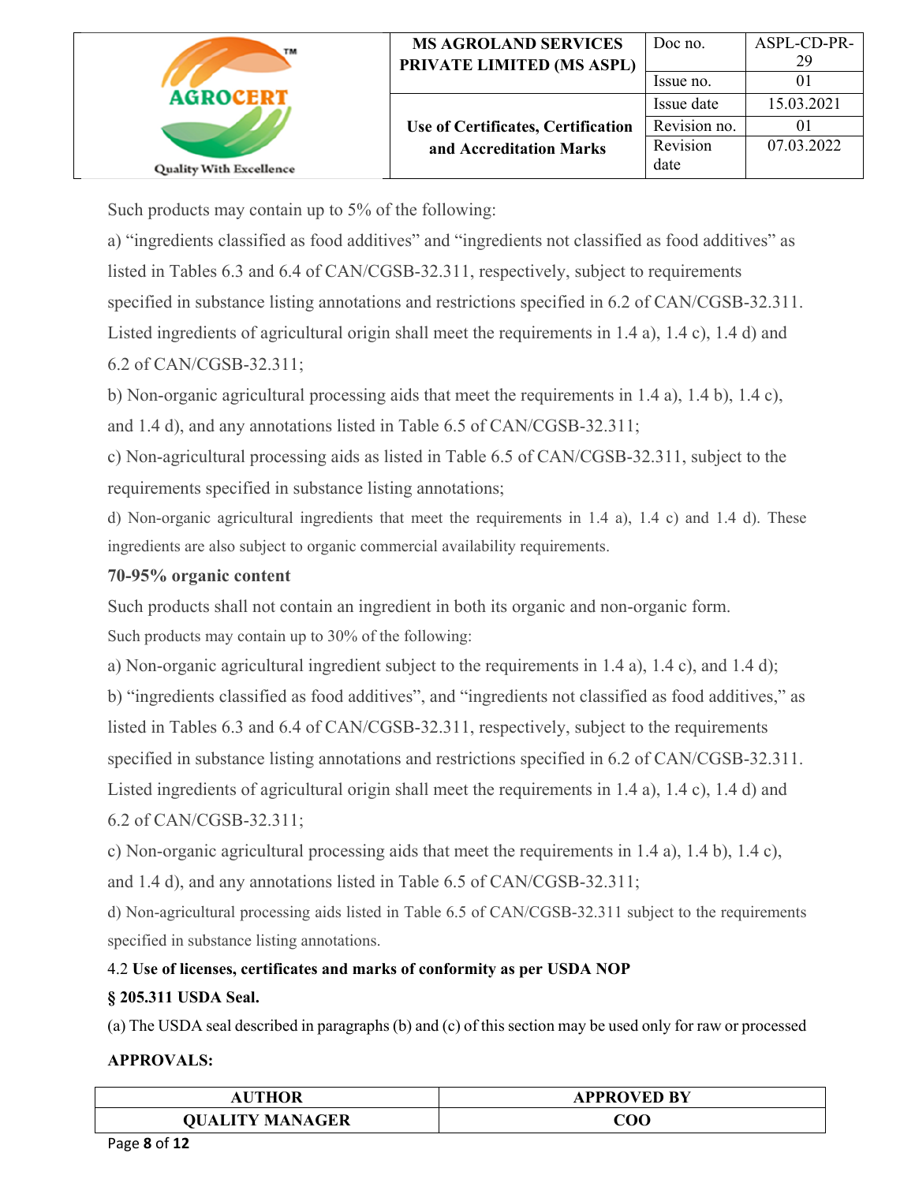Such products may contain up to 5% of the following:

a) "ingredients classified as food additives" and "ingredients not classified as food additives" as listed in Tables 6.3 and 6.4 of CAN/CGSB-32.311, respectively, subject to requirements specified in substance listing annotations and restrictions specified in 6.2 of CAN/CGSB-32.311. Listed ingredients of agricultural origin shall meet the requirements in 1.4 a), 1.4 c), 1.4 d) and 6.2 of CAN/CGSB-32.311;

b) Non-organic agricultural processing aids that meet the requirements in 1.4 a), 1.4 b), 1.4 c), and 1.4 d), and any annotations listed in Table 6.5 of CAN/CGSB-32.311;

c) Non-agricultural processing aids as listed in Table 6.5 of CAN/CGSB-32.311, subject to the requirements specified in substance listing annotations;

d) Non-organic agricultural ingredients that meet the requirements in 1.4 a), 1.4 c) and 1.4 d). These ingredients are also subject to organic commercial availability requirements.

**70-95% organic content**

Such products shall not contain an ingredient in both its organic and non-organic form.

Such products may contain up to 30% of the following:

a) Non-organic agricultural ingredient subject to the requirements in 1.4 a), 1.4 c), and 1.4 d);

b) "ingredients classified as food additives", and "ingredients not classified as food additives," as listed in Tables 6.3 and 6.4 of CAN/CGSB-32.311, respectively, subject to the requirements specified in substance listing annotations and restrictions specified in 6.2 of CAN/CGSB-32.311. Listed ingredients of agricultural origin shall meet the requirements in 1.4 a), 1.4 c), 1.4 d) and 6.2 of CAN/CGSB-32.311;

c) Non-organic agricultural processing aids that meet the requirements in 1.4 a), 1.4 b), 1.4 c), and 1.4 d), and any annotations listed in Table 6.5 of CAN/CGSB-32.311;

d) Non-agricultural processing aids listed in Table 6.5 of CAN/CGSB-32.311 subject to the requirements specified in substance listing annotations.

4.2 **Use of licenses, certificates and marks of conformity as per USDA NOP**

**§ 205.311 USDA Seal.**

(a) The USDA seal described in paragraphs (b) and (c) of this section may be used only for raw or processed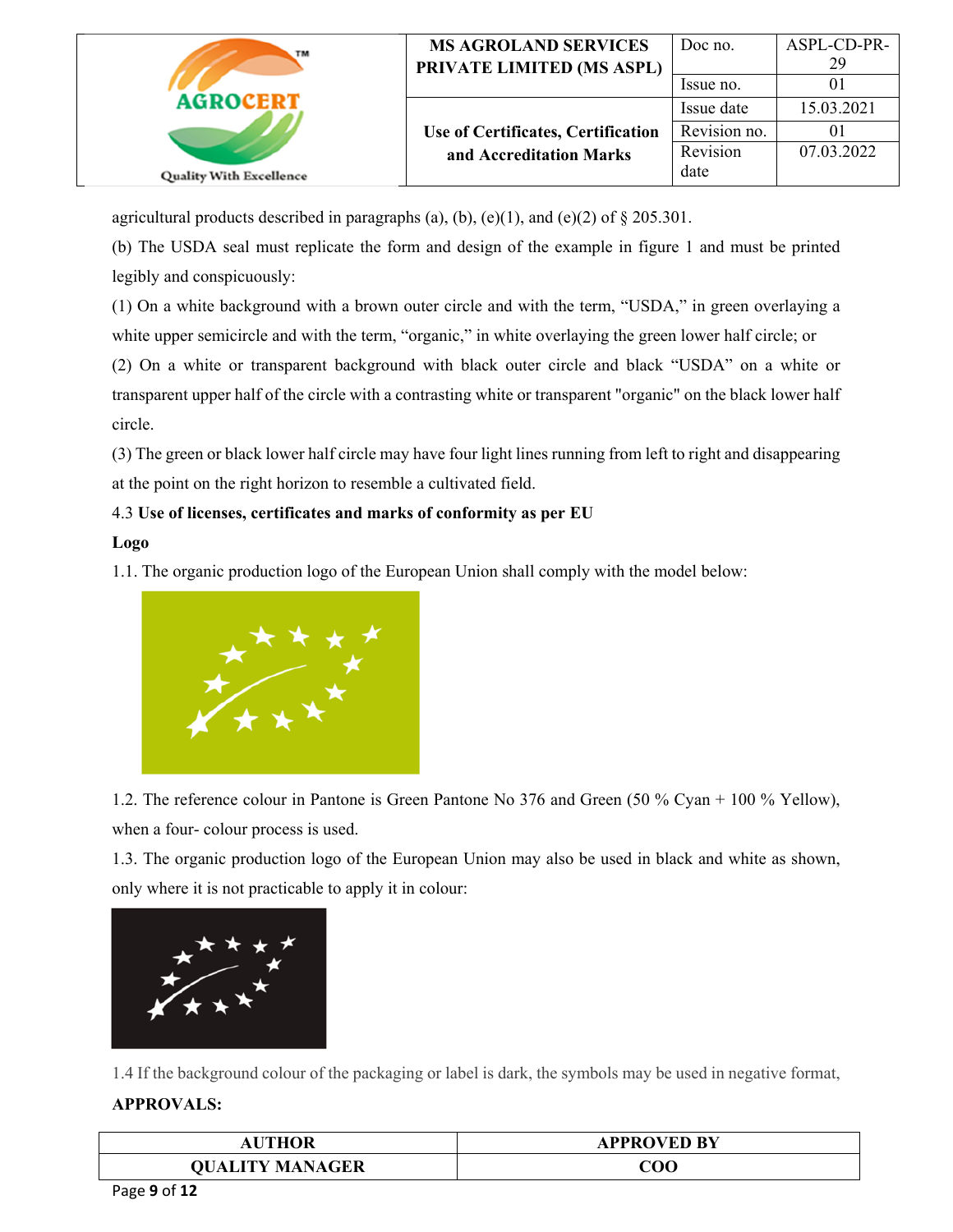agricultural products described in paragraphs (a), (b), (e)(1), and (e)(2) of § 205.301.

(b) The USDA seal must replicate the form and design of the example in figure 1 and must be printed legibly and conspicuously:

(1) On a white background with a brown outer circle and with the term, "USDA," in green overlaying a white upper semicircle and with the term, "organic," in white overlaying the green lower half circle; or

(2) On a white or transparent background with black outer circle and black "USDA" on a white or transparent upper half of the circle with a contrasting white or transparent "organic" on the black lower half circle.

(3) The green or black lower half circle may have four light lines running from left to right and disappearing at the point on the right horizon to resemble a cultivated field.

4.3 **Use of licenses, certificates and marks of conformity as per EU**

**Logo**

1.1. The organic production logo of the European Union shall comply with the model below:

1.2. The reference colour in Pantone is Green Pantone No 376 and Green (50 % Cyan + 100 % Yellow), when a four- colour process is used.

1.3. The organic production logo of the European Union may also be used in black and white as shown, only where it is not practicable to apply it in colour:

1.4 If the background colour of the packaging or label is dark, the symbols may be used in negative format,

**APPROVALS:**

| AUTHOR | APPROVED BY |
| --- | --- |
| QUALITY MANAGER | COO |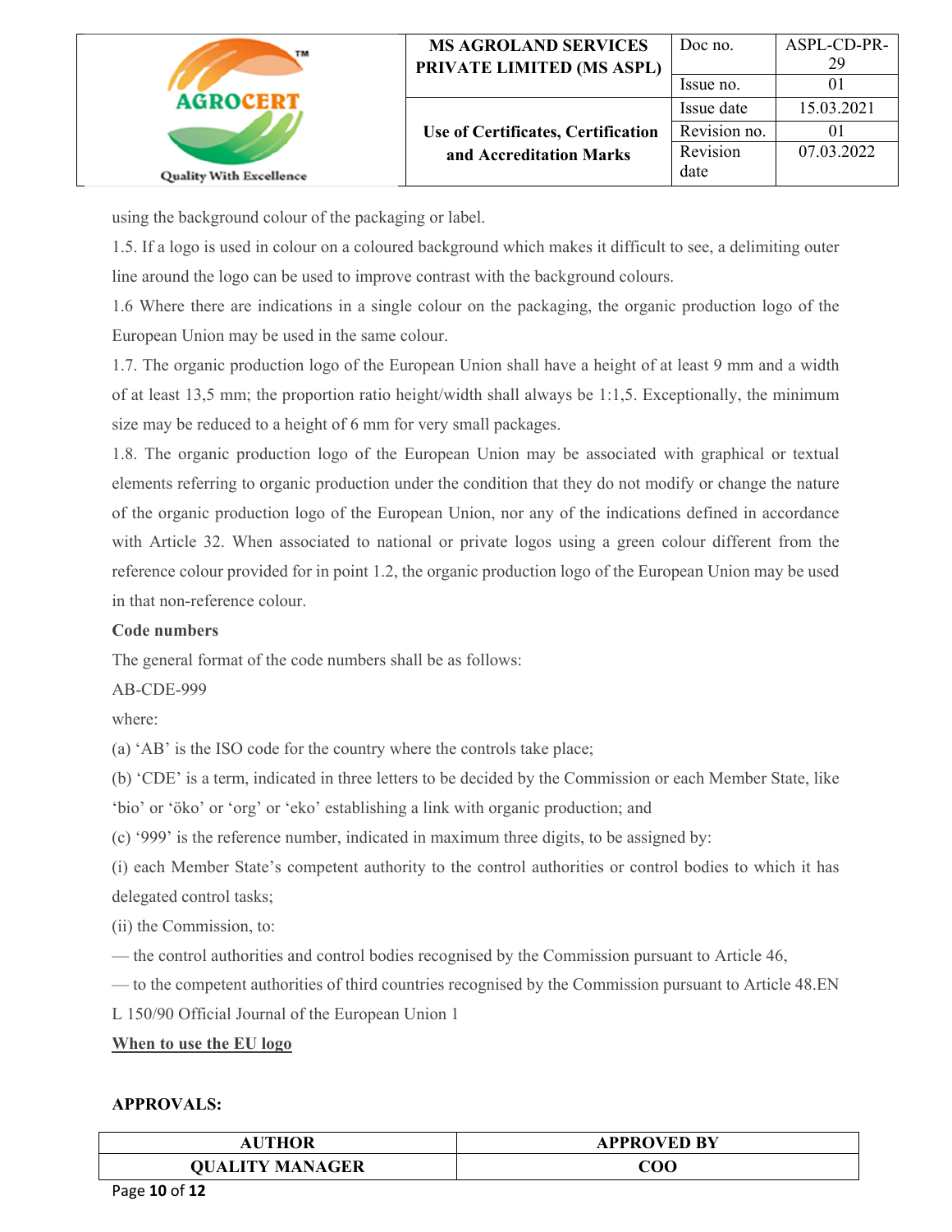using the background colour of the packaging or label.

1.5. If a logo is used in colour on a coloured background which makes it difficult to see, a delimiting outer line around the logo can be used to improve contrast with the background colours.

1.6 Where there are indications in a single colour on the packaging, the organic production logo of the European Union may be used in the same colour.

1.7. The organic production logo of the European Union shall have a height of at least 9 mm and a width of at least 13,5 mm; the proportion ratio height/width shall always be 1:1,5. Exceptionally, the minimum size may be reduced to a height of 6 mm for very small packages.

1.8. The organic production logo of the European Union may be associated with graphical or textual elements referring to organic production under the condition that they do not modify or change the nature of the organic production logo of the European Union, nor any of the indications defined in accordance with Article 32. When associated to national or private logos using a green colour different from the reference colour provided for in point 1.2, the organic production logo of the European Union may be used in that non-reference colour.

**Code numbers**

The general format of the code numbers shall be as follows:

AB-CDE-999

where:

(a) 'AB' is the ISO code for the country where the controls take place;

(b) 'CDE' is a term, indicated in three letters to be decided by the Commission or each Member State, like 'bio' or 'öko' or 'org' or 'eko' establishing a link with organic production; and

(c) '999' is the reference number, indicated in maximum three digits, to be assigned by:

(i) each Member State's competent authority to the control authorities or control bodies to which it has delegated control tasks;

(ii) the Commission, to:

— the control authorities and control bodies recognised by the Commission pursuant to Article 46,

— to the competent authorities of third countries recognised by the Commission pursuant to Article 48.EN L 150/90 Official Journal of the European Union 1

**<u>When to use the EU logo</u>**

**APPROVALS:**

| AUTHOR | APPROVED BY |
|---|---|
| QUALITY MANAGER | COO |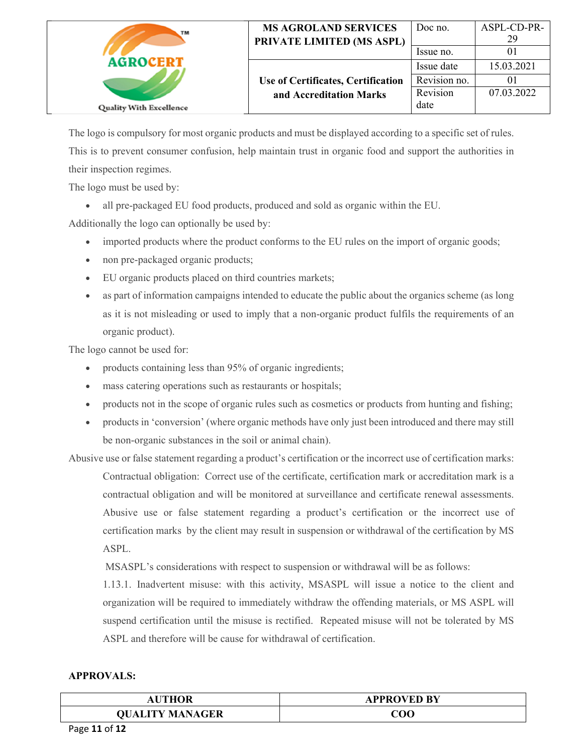The logo is compulsory for most organic products and must be displayed according to a specific set of rules. This is to prevent consumer confusion, help maintain trust in organic food and support the authorities in their inspection regimes.

The logo must be used by:

- all pre-packaged EU food products, produced and sold as organic within the EU.

Additionally the logo can optionally be used by:

- imported products where the product conforms to the EU rules on the import of organic goods;
- non pre-packaged organic products;
- EU organic products placed on third countries markets;
- as part of information campaigns intended to educate the public about the organics scheme (as long as it is not misleading or used to imply that a non-organic product fulfils the requirements of an organic product).

The logo cannot be used for:

- products containing less than 95% of organic ingredients;
- mass catering operations such as restaurants or hospitals;
- products not in the scope of organic rules such as cosmetics or products from hunting and fishing;
- products in 'conversion' (where organic methods have only just been introduced and there may still be non-organic substances in the soil or animal chain).

Abusive use or false statement regarding a product's certification or the incorrect use of certification marks:

Contractual obligation: Correct use of the certificate, certification mark or accreditation mark is a contractual obligation and will be monitored at surveillance and certificate renewal assessments. Abusive use or false statement regarding a product's certification or the incorrect use of certification marks by the client may result in suspension or withdrawal of the certification by MS ASPL.

MSASPL's considerations with respect to suspension or withdrawal will be as follows:

1.13.1. Inadvertent misuse: with this activity, MSASPL will issue a notice to the client and organization will be required to immediately withdraw the offending materials, or MS ASPL will suspend certification until the misuse is rectified. Repeated misuse will not be tolerated by MS ASPL and therefore will be cause for withdrawal of certification.

**APPROVALS:**

| AUTHOR | APPROVED BY |
| --- | --- |
| QUALITY MANAGER | COO |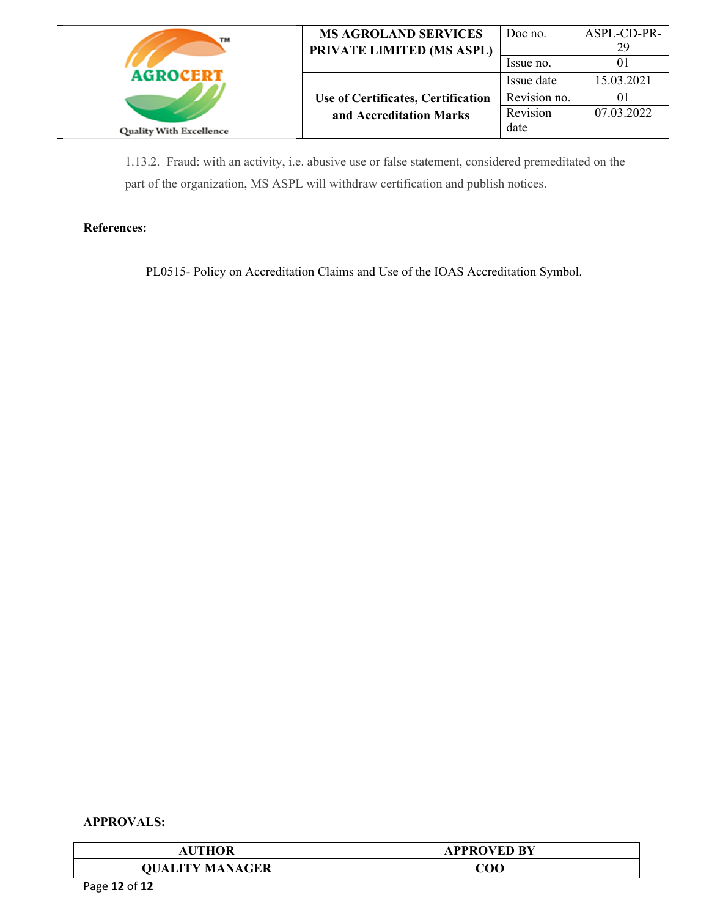1.13.2. Fraud: with an activity, i.e. abusive use or false statement, considered premeditated on the part of the organization, MS ASPL will withdraw certification and publish notices.

**References:**

PL0515- Policy on Accreditation Claims and Use of the IOAS Accreditation Symbol.

**APPROVALS:**

| AUTHOR | APPROVED BY |
|---|---|
| QUALITY MANAGER | COO |